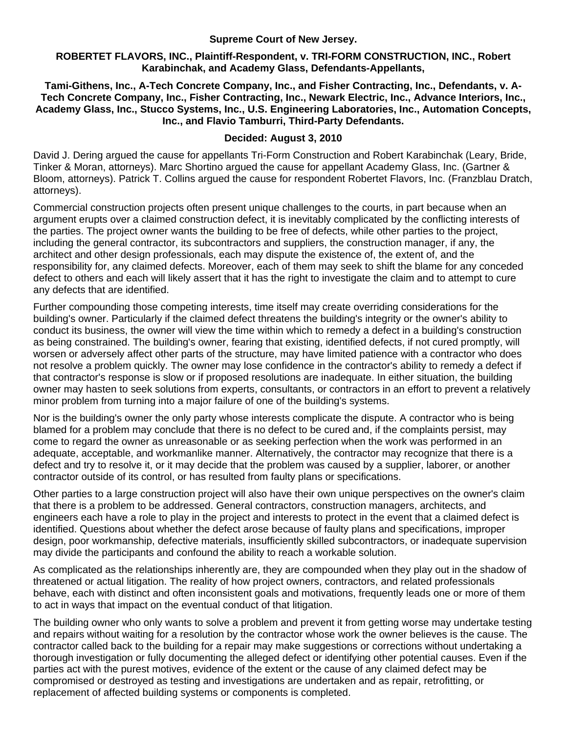**Supreme Court of New Jersey.**

**ROBERTET FLAVORS, INC., Plaintiff-Respondent, v. TRI-FORM CONSTRUCTION, INC., Robert Karabinchak, and Academy Glass, Defendants-Appellants,**

**Tami-Githens, Inc., A-Tech Concrete Company, Inc., and Fisher Contracting, Inc., Defendants, v. A-Tech Concrete Company, Inc., Fisher Contracting, Inc., Newark Electric, Inc., Advance Interiors, Inc., Academy Glass, Inc., Stucco Systems, Inc., U.S. Engineering Laboratories, Inc., Automation Concepts, Inc., and Flavio Tamburri, Third-Party Defendants.**

**Decided: August 3, 2010**

David J. Dering argued the cause for appellants Tri-Form Construction and Robert Karabinchak (Leary, Bride, Tinker & Moran, attorneys). Marc Shortino argued the cause for appellant Academy Glass, Inc. (Gartner & Bloom, attorneys). Patrick T. Collins argued the cause for respondent Robertet Flavors, Inc. (Franzblau Dratch, attorneys).

Commercial construction projects often present unique challenges to the courts, in part because when an argument erupts over a claimed construction defect, it is inevitably complicated by the conflicting interests of the parties. The project owner wants the building to be free of defects, while other parties to the project, including the general contractor, its subcontractors and suppliers, the construction manager, if any, the architect and other design professionals, each may dispute the existence of, the extent of, and the responsibility for, any claimed defects. Moreover, each of them may seek to shift the blame for any conceded defect to others and each will likely assert that it has the right to investigate the claim and to attempt to cure any defects that are identified.

Further compounding those competing interests, time itself may create overriding considerations for the building's owner. Particularly if the claimed defect threatens the building's integrity or the owner's ability to conduct its business, the owner will view the time within which to remedy a defect in a building's construction as being constrained. The building's owner, fearing that existing, identified defects, if not cured promptly, will worsen or adversely affect other parts of the structure, may have limited patience with a contractor who does not resolve a problem quickly. The owner may lose confidence in the contractor's ability to remedy a defect if that contractor's response is slow or if proposed resolutions are inadequate. In either situation, the building owner may hasten to seek solutions from experts, consultants, or contractors in an effort to prevent a relatively minor problem from turning into a major failure of one of the building's systems.

Nor is the building's owner the only party whose interests complicate the dispute. A contractor who is being blamed for a problem may conclude that there is no defect to be cured and, if the complaints persist, may come to regard the owner as unreasonable or as seeking perfection when the work was performed in an adequate, acceptable, and workmanlike manner. Alternatively, the contractor may recognize that there is a defect and try to resolve it, or it may decide that the problem was caused by a supplier, laborer, or another contractor outside of its control, or has resulted from faulty plans or specifications.

Other parties to a large construction project will also have their own unique perspectives on the owner's claim that there is a problem to be addressed. General contractors, construction managers, architects, and engineers each have a role to play in the project and interests to protect in the event that a claimed defect is identified. Questions about whether the defect arose because of faulty plans and specifications, improper design, poor workmanship, defective materials, insufficiently skilled subcontractors, or inadequate supervision may divide the participants and confound the ability to reach a workable solution.

As complicated as the relationships inherently are, they are compounded when they play out in the shadow of threatened or actual litigation. The reality of how project owners, contractors, and related professionals behave, each with distinct and often inconsistent goals and motivations, frequently leads one or more of them to act in ways that impact on the eventual conduct of that litigation.

The building owner who only wants to solve a problem and prevent it from getting worse may undertake testing and repairs without waiting for a resolution by the contractor whose work the owner believes is the cause. The contractor called back to the building for a repair may make suggestions or corrections without undertaking a thorough investigation or fully documenting the alleged defect or identifying other potential causes. Even if the parties act with the purest motives, evidence of the extent or the cause of any claimed defect may be compromised or destroyed as testing and investigations are undertaken and as repair, retrofitting, or replacement of affected building systems or components is completed.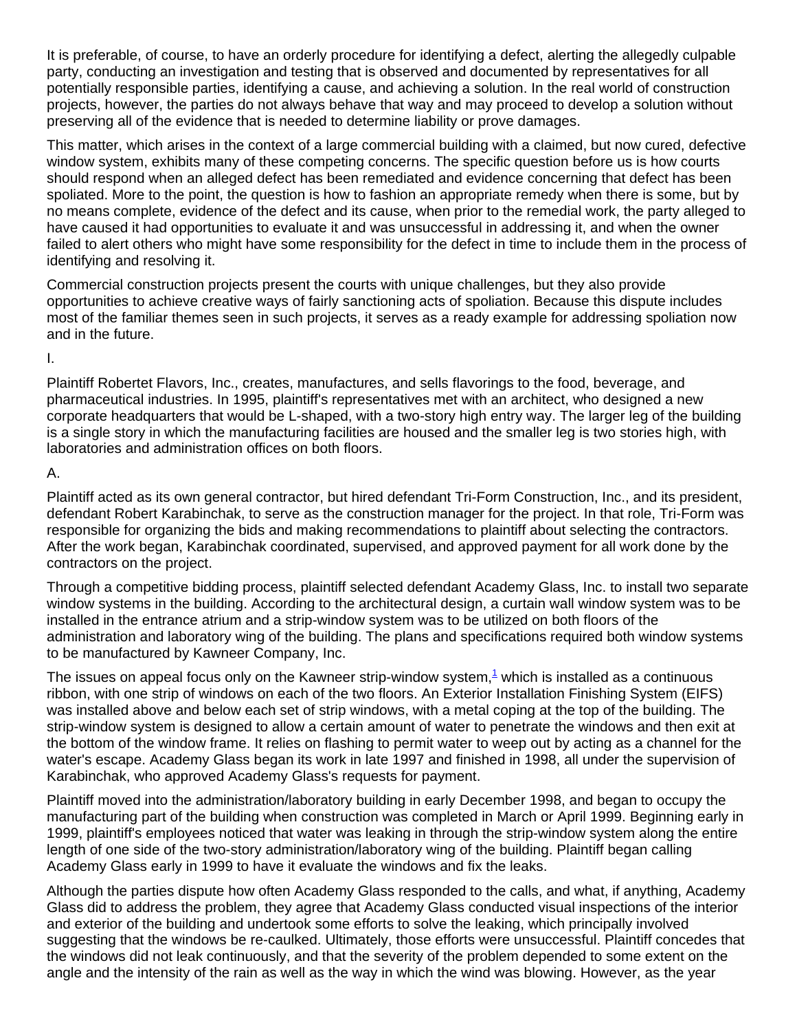It is preferable, of course, to have an orderly procedure for identifying a defect, alerting the allegedly culpable party, conducting an investigation and testing that is observed and documented by representatives for all potentially responsible parties, identifying a cause, and achieving a solution. In the real world of construction projects, however, the parties do not always behave that way and may proceed to develop a solution without preserving all of the evidence that is needed to determine liability or prove damages.

This matter, which arises in the context of a large commercial building with a claimed, but now cured, defective window system, exhibits many of these competing concerns. The specific question before us is how courts should respond when an alleged defect has been remediated and evidence concerning that defect has been spoliated. More to the point, the question is how to fashion an appropriate remedy when there is some, but by no means complete, evidence of the defect and its cause, when prior to the remedial work, the party alleged to have caused it had opportunities to evaluate it and was unsuccessful in addressing it, and when the owner failed to alert others who might have some responsibility for the defect in time to include them in the process of identifying and resolving it.

Commercial construction projects present the courts with unique challenges, but they also provide opportunities to achieve creative ways of fairly sanctioning acts of spoliation. Because this dispute includes most of the familiar themes seen in such projects, it serves as a ready example for addressing spoliation now and in the future.

I.

Plaintiff Robertet Flavors, Inc., creates, manufactures, and sells flavorings to the food, beverage, and pharmaceutical industries. In 1995, plaintiff's representatives met with an architect, who designed a new corporate headquarters that would be L-shaped, with a two-story high entry way. The larger leg of the building is a single story in which the manufacturing facilities are housed and the smaller leg is two stories high, with laboratories and administration offices on both floors.

A.

Plaintiff acted as its own general contractor, but hired defendant Tri-Form Construction, Inc., and its president, defendant Robert Karabinchak, to serve as the construction manager for the project. In that role, Tri-Form was responsible for organizing the bids and making recommendations to plaintiff about selecting the contractors. After the work began, Karabinchak coordinated, supervised, and approved payment for all work done by the contractors on the project.

Through a competitive bidding process, plaintiff selected defendant Academy Glass, Inc. to install two separate window systems in the building. According to the architectural design, a curtain wall window system was to be installed in the entrance atrium and a strip-window system was to be utilized on both floors of the administration and laboratory wing of the building. The plans and specifications required both window systems to be manufactured by Kawneer Company, Inc.

The issues on appeal focus only on the Kawneer strip-window system,[1] which is installed as a continuous ribbon, with one strip of windows on each of the two floors. An Exterior Installation Finishing System (EIFS) was installed above and below each set of strip windows, with a metal coping at the top of the building. The strip-window system is designed to allow a certain amount of water to penetrate the windows and then exit at the bottom of the window frame. It relies on flashing to permit water to weep out by acting as a channel for the water's escape. Academy Glass began its work in late 1997 and finished in 1998, all under the supervision of Karabinchak, who approved Academy Glass's requests for payment.

Plaintiff moved into the administration/laboratory building in early December 1998, and began to occupy the manufacturing part of the building when construction was completed in March or April 1999. Beginning early in 1999, plaintiff's employees noticed that water was leaking in through the strip-window system along the entire length of one side of the two-story administration/laboratory wing of the building. Plaintiff began calling Academy Glass early in 1999 to have it evaluate the windows and fix the leaks.

Although the parties dispute how often Academy Glass responded to the calls, and what, if anything, Academy Glass did to address the problem, they agree that Academy Glass conducted visual inspections of the interior and exterior of the building and undertook some efforts to solve the leaking, which principally involved suggesting that the windows be re-caulked. Ultimately, those efforts were unsuccessful. Plaintiff concedes that the windows did not leak continuously, and that the severity of the problem depended to some extent on the angle and the intensity of the rain as well as the way in which the wind was blowing. However, as the year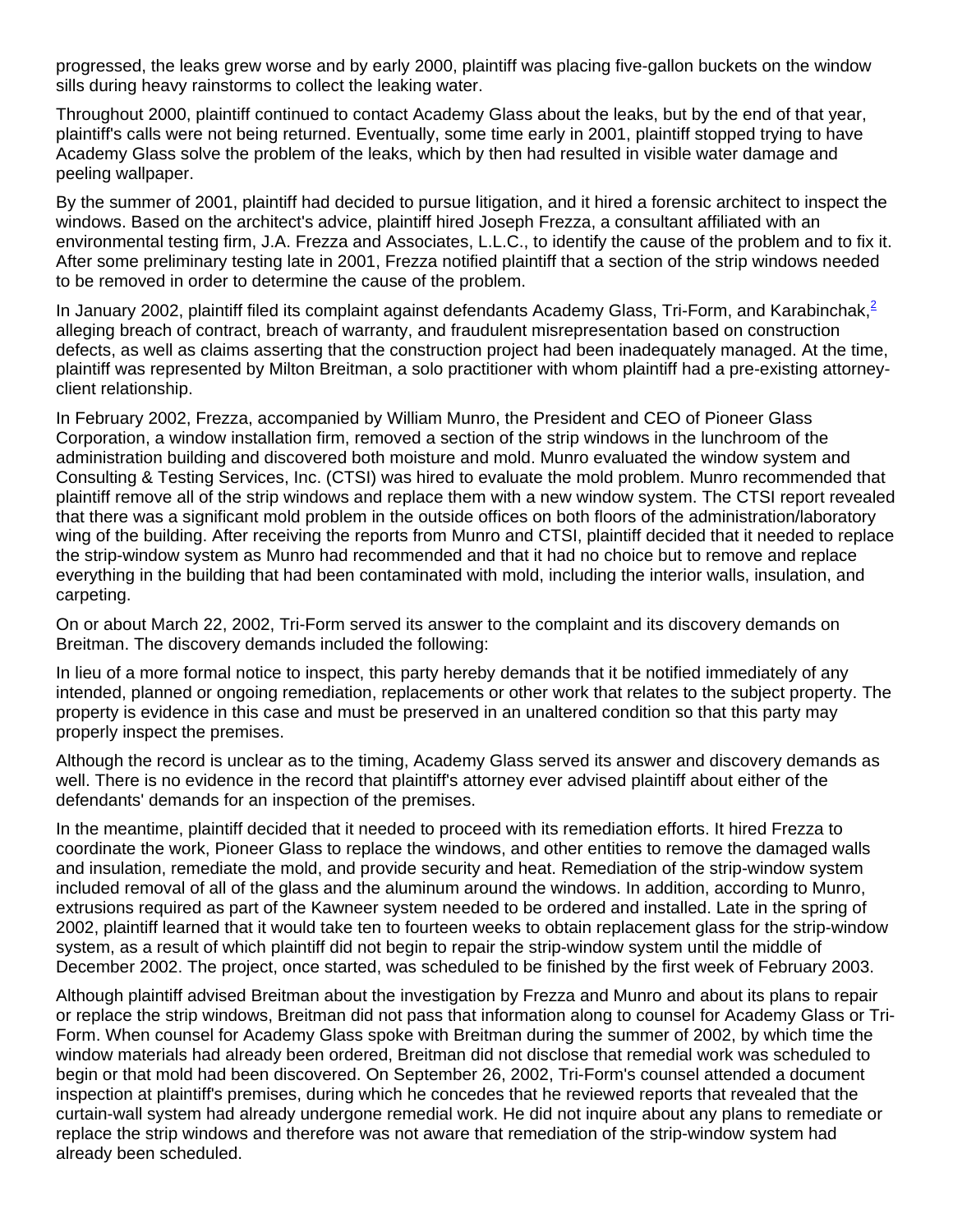progressed, the leaks grew worse and by early 2000, plaintiff was placing five-gallon buckets on the window sills during heavy rainstorms to collect the leaking water.

Throughout 2000, plaintiff continued to contact Academy Glass about the leaks, but by the end of that year, plaintiff's calls were not being returned. Eventually, some time early in 2001, plaintiff stopped trying to have Academy Glass solve the problem of the leaks, which by then had resulted in visible water damage and peeling wallpaper.

By the summer of 2001, plaintiff had decided to pursue litigation, and it hired a forensic architect to inspect the windows. Based on the architect's advice, plaintiff hired Joseph Frezza, a consultant affiliated with an environmental testing firm, J.A. Frezza and Associates, L.L.C., to identify the cause of the problem and to fix it. After some preliminary testing late in 2001, Frezza notified plaintiff that a section of the strip windows needed to be removed in order to determine the cause of the problem.

In January 2002, plaintiff filed its complaint against defendants Academy Glass, Tri-Form, and Karabinchak,[2] alleging breach of contract, breach of warranty, and fraudulent misrepresentation based on construction defects, as well as claims asserting that the construction project had been inadequately managed. At the time, plaintiff was represented by Milton Breitman, a solo practitioner with whom plaintiff had a pre-existing attorney-client relationship.

In February 2002, Frezza, accompanied by William Munro, the President and CEO of Pioneer Glass Corporation, a window installation firm, removed a section of the strip windows in the lunchroom of the administration building and discovered both moisture and mold. Munro evaluated the window system and Consulting & Testing Services, Inc. (CTSI) was hired to evaluate the mold problem. Munro recommended that plaintiff remove all of the strip windows and replace them with a new window system. The CTSI report revealed that there was a significant mold problem in the outside offices on both floors of the administration/laboratory wing of the building. After receiving the reports from Munro and CTSI, plaintiff decided that it needed to replace the strip-window system as Munro had recommended and that it had no choice but to remove and replace everything in the building that had been contaminated with mold, including the interior walls, insulation, and carpeting.

On or about March 22, 2002, Tri-Form served its answer to the complaint and its discovery demands on Breitman. The discovery demands included the following:

In lieu of a more formal notice to inspect, this party hereby demands that it be notified immediately of any intended, planned or ongoing remediation, replacements or other work that relates to the subject property. The property is evidence in this case and must be preserved in an unaltered condition so that this party may properly inspect the premises.

Although the record is unclear as to the timing, Academy Glass served its answer and discovery demands as well. There is no evidence in the record that plaintiff's attorney ever advised plaintiff about either of the defendants' demands for an inspection of the premises.

In the meantime, plaintiff decided that it needed to proceed with its remediation efforts. It hired Frezza to coordinate the work, Pioneer Glass to replace the windows, and other entities to remove the damaged walls and insulation, remediate the mold, and provide security and heat. Remediation of the strip-window system included removal of all of the glass and the aluminum around the windows. In addition, according to Munro, extrusions required as part of the Kawneer system needed to be ordered and installed. Late in the spring of 2002, plaintiff learned that it would take ten to fourteen weeks to obtain replacement glass for the strip-window system, as a result of which plaintiff did not begin to repair the strip-window system until the middle of December 2002. The project, once started, was scheduled to be finished by the first week of February 2003.

Although plaintiff advised Breitman about the investigation by Frezza and Munro and about its plans to repair or replace the strip windows, Breitman did not pass that information along to counsel for Academy Glass or Tri-Form. When counsel for Academy Glass spoke with Breitman during the summer of 2002, by which time the window materials had already been ordered, Breitman did not disclose that remedial work was scheduled to begin or that mold had been discovered. On September 26, 2002, Tri-Form's counsel attended a document inspection at plaintiff's premises, during which he concedes that he reviewed reports that revealed that the curtain-wall system had already undergone remedial work. He did not inquire about any plans to remediate or replace the strip windows and therefore was not aware that remediation of the strip-window system had already been scheduled.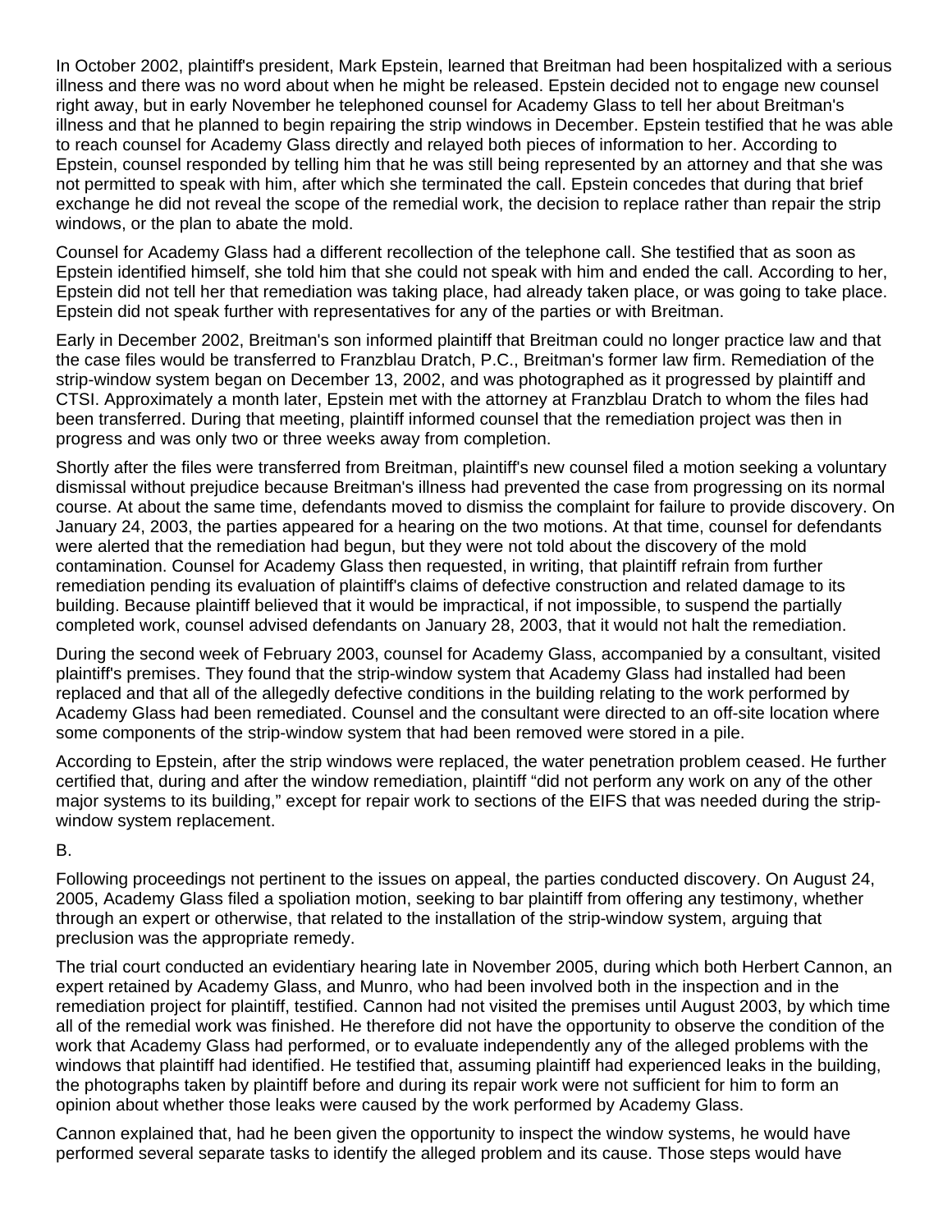In October 2002, plaintiff's president, Mark Epstein, learned that Breitman had been hospitalized with a serious illness and there was no word about when he might be released. Epstein decided not to engage new counsel right away, but in early November he telephoned counsel for Academy Glass to tell her about Breitman's illness and that he planned to begin repairing the strip windows in December. Epstein testified that he was able to reach counsel for Academy Glass directly and relayed both pieces of information to her. According to Epstein, counsel responded by telling him that he was still being represented by an attorney and that she was not permitted to speak with him, after which she terminated the call. Epstein concedes that during that brief exchange he did not reveal the scope of the remedial work, the decision to replace rather than repair the strip windows, or the plan to abate the mold.

Counsel for Academy Glass had a different recollection of the telephone call. She testified that as soon as Epstein identified himself, she told him that she could not speak with him and ended the call. According to her, Epstein did not tell her that remediation was taking place, had already taken place, or was going to take place. Epstein did not speak further with representatives for any of the parties or with Breitman.

Early in December 2002, Breitman's son informed plaintiff that Breitman could no longer practice law and that the case files would be transferred to Franzblau Dratch, P.C., Breitman's former law firm. Remediation of the strip-window system began on December 13, 2002, and was photographed as it progressed by plaintiff and CTSI. Approximately a month later, Epstein met with the attorney at Franzblau Dratch to whom the files had been transferred. During that meeting, plaintiff informed counsel that the remediation project was then in progress and was only two or three weeks away from completion.

Shortly after the files were transferred from Breitman, plaintiff's new counsel filed a motion seeking a voluntary dismissal without prejudice because Breitman's illness had prevented the case from progressing on its normal course. At about the same time, defendants moved to dismiss the complaint for failure to provide discovery. On January 24, 2003, the parties appeared for a hearing on the two motions. At that time, counsel for defendants were alerted that the remediation had begun, but they were not told about the discovery of the mold contamination. Counsel for Academy Glass then requested, in writing, that plaintiff refrain from further remediation pending its evaluation of plaintiff's claims of defective construction and related damage to its building. Because plaintiff believed that it would be impractical, if not impossible, to suspend the partially completed work, counsel advised defendants on January 28, 2003, that it would not halt the remediation.

During the second week of February 2003, counsel for Academy Glass, accompanied by a consultant, visited plaintiff's premises. They found that the strip-window system that Academy Glass had installed had been replaced and that all of the allegedly defective conditions in the building relating to the work performed by Academy Glass had been remediated. Counsel and the consultant were directed to an off-site location where some components of the strip-window system that had been removed were stored in a pile.

According to Epstein, after the strip windows were replaced, the water penetration problem ceased. He further certified that, during and after the window remediation, plaintiff "did not perform any work on any of the other major systems to its building," except for repair work to sections of the EIFS that was needed during the strip-window system replacement.

B.

Following proceedings not pertinent to the issues on appeal, the parties conducted discovery. On August 24, 2005, Academy Glass filed a spoliation motion, seeking to bar plaintiff from offering any testimony, whether through an expert or otherwise, that related to the installation of the strip-window system, arguing that preclusion was the appropriate remedy.

The trial court conducted an evidentiary hearing late in November 2005, during which both Herbert Cannon, an expert retained by Academy Glass, and Munro, who had been involved both in the inspection and in the remediation project for plaintiff, testified. Cannon had not visited the premises until August 2003, by which time all of the remedial work was finished. He therefore did not have the opportunity to observe the condition of the work that Academy Glass had performed, or to evaluate independently any of the alleged problems with the windows that plaintiff had identified. He testified that, assuming plaintiff had experienced leaks in the building, the photographs taken by plaintiff before and during its repair work were not sufficient for him to form an opinion about whether those leaks were caused by the work performed by Academy Glass.

Cannon explained that, had he been given the opportunity to inspect the window systems, he would have performed several separate tasks to identify the alleged problem and its cause. Those steps would have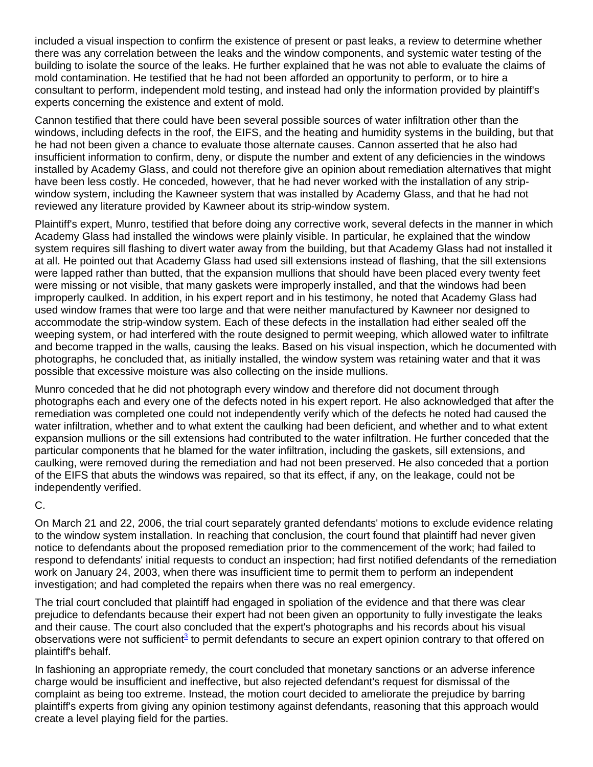included a visual inspection to confirm the existence of present or past leaks, a review to determine whether there was any correlation between the leaks and the window components, and systemic water testing of the building to isolate the source of the leaks. He further explained that he was not able to evaluate the claims of mold contamination. He testified that he had not been afforded an opportunity to perform, or to hire a consultant to perform, independent mold testing, and instead had only the information provided by plaintiff's experts concerning the existence and extent of mold.

Cannon testified that there could have been several possible sources of water infiltration other than the windows, including defects in the roof, the EIFS, and the heating and humidity systems in the building, but that he had not been given a chance to evaluate those alternate causes. Cannon asserted that he also had insufficient information to confirm, deny, or dispute the number and extent of any deficiencies in the windows installed by Academy Glass, and could not therefore give an opinion about remediation alternatives that might have been less costly. He conceded, however, that he had never worked with the installation of any strip-window system, including the Kawneer system that was installed by Academy Glass, and that he had not reviewed any literature provided by Kawneer about its strip-window system.

Plaintiff's expert, Munro, testified that before doing any corrective work, several defects in the manner in which Academy Glass had installed the windows were plainly visible. In particular, he explained that the window system requires sill flashing to divert water away from the building, but that Academy Glass had not installed it at all. He pointed out that Academy Glass had used sill extensions instead of flashing, that the sill extensions were lapped rather than butted, that the expansion mullions that should have been placed every twenty feet were missing or not visible, that many gaskets were improperly installed, and that the windows had been improperly caulked. In addition, in his expert report and in his testimony, he noted that Academy Glass had used window frames that were too large and that were neither manufactured by Kawneer nor designed to accommodate the strip-window system. Each of these defects in the installation had either sealed off the weeping system, or had interfered with the route designed to permit weeping, which allowed water to infiltrate and become trapped in the walls, causing the leaks. Based on his visual inspection, which he documented with photographs, he concluded that, as initially installed, the window system was retaining water and that it was possible that excessive moisture was also collecting on the inside mullions.

Munro conceded that he did not photograph every window and therefore did not document through photographs each and every one of the defects noted in his expert report. He also acknowledged that after the remediation was completed one could not independently verify which of the defects he noted had caused the water infiltration, whether and to what extent the caulking had been deficient, and whether and to what extent expansion mullions or the sill extensions had contributed to the water infiltration. He further conceded that the particular components that he blamed for the water infiltration, including the gaskets, sill extensions, and caulking, were removed during the remediation and had not been preserved. He also conceded that a portion of the EIFS that abuts the windows was repaired, so that its effect, if any, on the leakage, could not be independently verified.

C.

On March 21 and 22, 2006, the trial court separately granted defendants' motions to exclude evidence relating to the window system installation. In reaching that conclusion, the court found that plaintiff had never given notice to defendants about the proposed remediation prior to the commencement of the work; had failed to respond to defendants' initial requests to conduct an inspection; had first notified defendants of the remediation work on January 24, 2003, when there was insufficient time to permit them to perform an independent investigation; and had completed the repairs when there was no real emergency.

The trial court concluded that plaintiff had engaged in spoliation of the evidence and that there was clear prejudice to defendants because their expert had not been given an opportunity to fully investigate the leaks and their cause. The court also concluded that the expert's photographs and his records about his visual observations were not sufficient[3] to permit defendants to secure an expert opinion contrary to that offered on plaintiff's behalf.

In fashioning an appropriate remedy, the court concluded that monetary sanctions or an adverse inference charge would be insufficient and ineffective, but also rejected defendant's request for dismissal of the complaint as being too extreme. Instead, the motion court decided to ameliorate the prejudice by barring plaintiff's experts from giving any opinion testimony against defendants, reasoning that this approach would create a level playing field for the parties.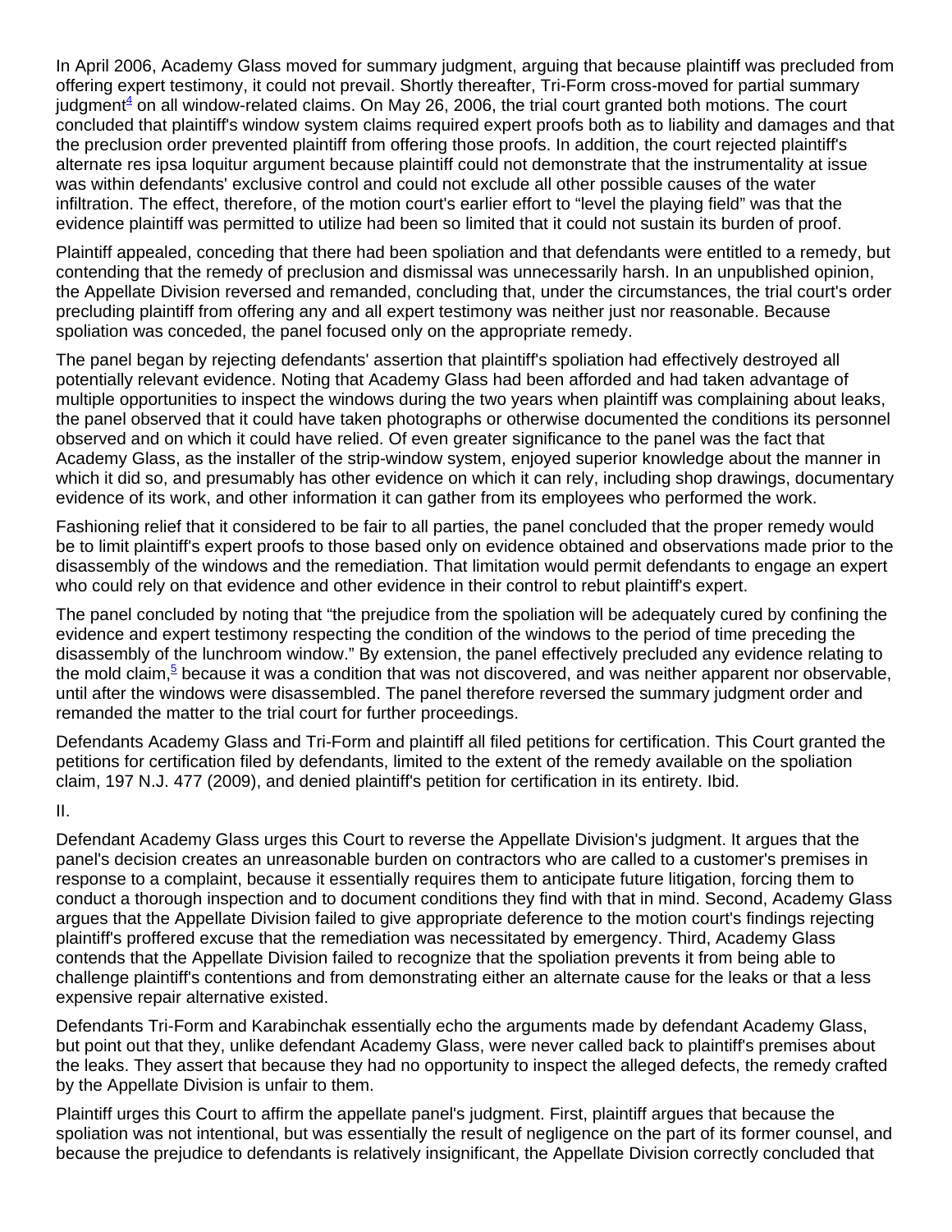In April 2006, Academy Glass moved for summary judgment, arguing that because plaintiff was precluded from offering expert testimony, it could not prevail. Shortly thereafter, Tri-Form cross-moved for partial summary judgment[4] on all window-related claims. On May 26, 2006, the trial court granted both motions. The court concluded that plaintiff's window system claims required expert proofs both as to liability and damages and that the preclusion order prevented plaintiff from offering those proofs. In addition, the court rejected plaintiff's alternate res ipsa loquitur argument because plaintiff could not demonstrate that the instrumentality at issue was within defendants' exclusive control and could not exclude all other possible causes of the water infiltration. The effect, therefore, of the motion court's earlier effort to "level the playing field" was that the evidence plaintiff was permitted to utilize had been so limited that it could not sustain its burden of proof.

Plaintiff appealed, conceding that there had been spoliation and that defendants were entitled to a remedy, but contending that the remedy of preclusion and dismissal was unnecessarily harsh. In an unpublished opinion, the Appellate Division reversed and remanded, concluding that, under the circumstances, the trial court's order precluding plaintiff from offering any and all expert testimony was neither just nor reasonable. Because spoliation was conceded, the panel focused only on the appropriate remedy.

The panel began by rejecting defendants' assertion that plaintiff's spoliation had effectively destroyed all potentially relevant evidence. Noting that Academy Glass had been afforded and had taken advantage of multiple opportunities to inspect the windows during the two years when plaintiff was complaining about leaks, the panel observed that it could have taken photographs or otherwise documented the conditions its personnel observed and on which it could have relied. Of even greater significance to the panel was the fact that Academy Glass, as the installer of the strip-window system, enjoyed superior knowledge about the manner in which it did so, and presumably has other evidence on which it can rely, including shop drawings, documentary evidence of its work, and other information it can gather from its employees who performed the work.

Fashioning relief that it considered to be fair to all parties, the panel concluded that the proper remedy would be to limit plaintiff's expert proofs to those based only on evidence obtained and observations made prior to the disassembly of the windows and the remediation. That limitation would permit defendants to engage an expert who could rely on that evidence and other evidence in their control to rebut plaintiff's expert.

The panel concluded by noting that "the prejudice from the spoliation will be adequately cured by confining the evidence and expert testimony respecting the condition of the windows to the period of time preceding the disassembly of the lunchroom window." By extension, the panel effectively precluded any evidence relating to the mold claim,[5] because it was a condition that was not discovered, and was neither apparent nor observable, until after the windows were disassembled. The panel therefore reversed the summary judgment order and remanded the matter to the trial court for further proceedings.

Defendants Academy Glass and Tri-Form and plaintiff all filed petitions for certification. This Court granted the petitions for certification filed by defendants, limited to the extent of the remedy available on the spoliation claim, 197 N.J. 477 (2009), and denied plaintiff's petition for certification in its entirety. Ibid.

II.

Defendant Academy Glass urges this Court to reverse the Appellate Division's judgment. It argues that the panel's decision creates an unreasonable burden on contractors who are called to a customer's premises in response to a complaint, because it essentially requires them to anticipate future litigation, forcing them to conduct a thorough inspection and to document conditions they find with that in mind. Second, Academy Glass argues that the Appellate Division failed to give appropriate deference to the motion court's findings rejecting plaintiff's proffered excuse that the remediation was necessitated by emergency. Third, Academy Glass contends that the Appellate Division failed to recognize that the spoliation prevents it from being able to challenge plaintiff's contentions and from demonstrating either an alternate cause for the leaks or that a less expensive repair alternative existed.

Defendants Tri-Form and Karabinchak essentially echo the arguments made by defendant Academy Glass, but point out that they, unlike defendant Academy Glass, were never called back to plaintiff's premises about the leaks. They assert that because they had no opportunity to inspect the alleged defects, the remedy crafted by the Appellate Division is unfair to them.

Plaintiff urges this Court to affirm the appellate panel's judgment. First, plaintiff argues that because the spoliation was not intentional, but was essentially the result of negligence on the part of its former counsel, and because the prejudice to defendants is relatively insignificant, the Appellate Division correctly concluded that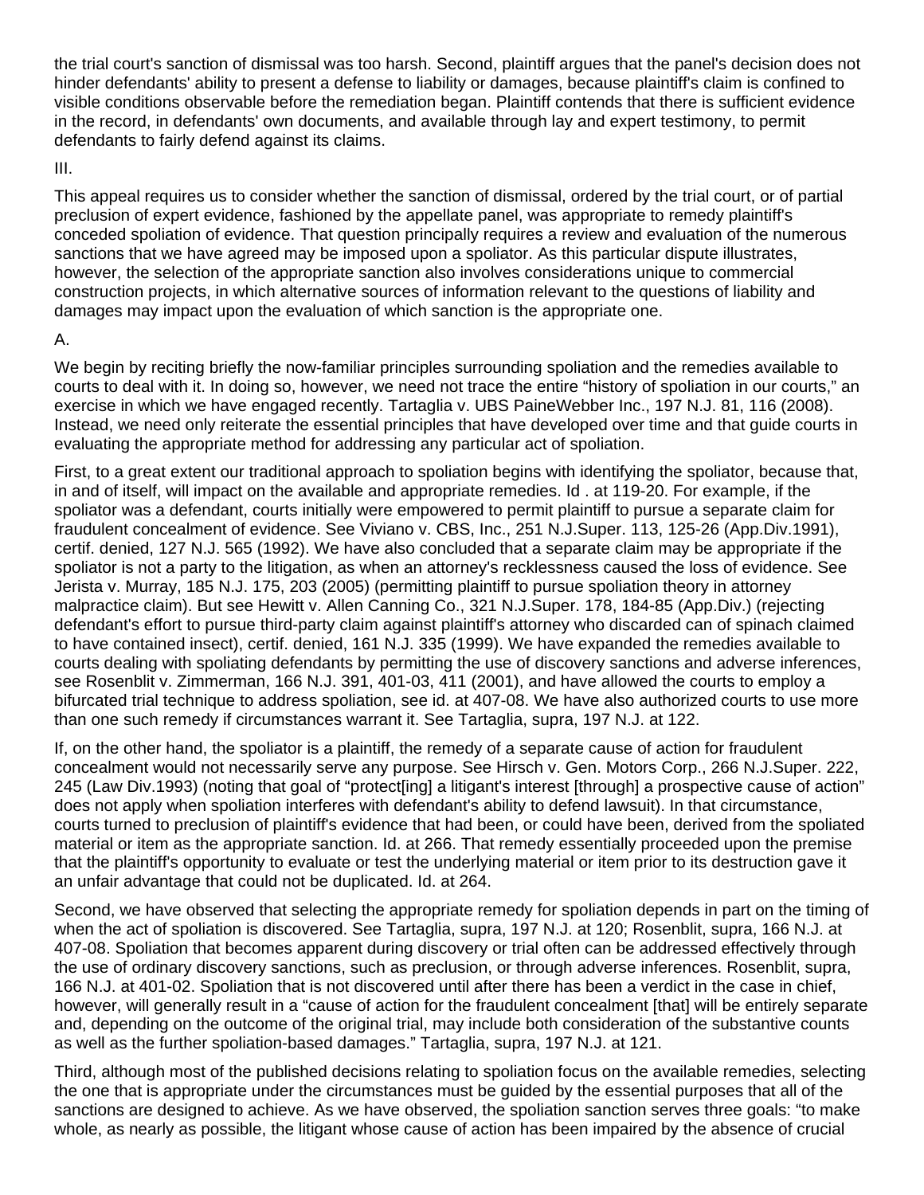the trial court's sanction of dismissal was too harsh. Second, plaintiff argues that the panel's decision does not hinder defendants' ability to present a defense to liability or damages, because plaintiff's claim is confined to visible conditions observable before the remediation began. Plaintiff contends that there is sufficient evidence in the record, in defendants' own documents, and available through lay and expert testimony, to permit defendants to fairly defend against its claims.

III.

This appeal requires us to consider whether the sanction of dismissal, ordered by the trial court, or of partial preclusion of expert evidence, fashioned by the appellate panel, was appropriate to remedy plaintiff's conceded spoliation of evidence. That question principally requires a review and evaluation of the numerous sanctions that we have agreed may be imposed upon a spoliator. As this particular dispute illustrates, however, the selection of the appropriate sanction also involves considerations unique to commercial construction projects, in which alternative sources of information relevant to the questions of liability and damages may impact upon the evaluation of which sanction is the appropriate one.

A.

We begin by reciting briefly the now-familiar principles surrounding spoliation and the remedies available to courts to deal with it. In doing so, however, we need not trace the entire "history of spoliation in our courts," an exercise in which we have engaged recently. Tartaglia v. UBS PaineWebber Inc., 197 N.J. 81, 116 (2008). Instead, we need only reiterate the essential principles that have developed over time and that guide courts in evaluating the appropriate method for addressing any particular act of spoliation.

First, to a great extent our traditional approach to spoliation begins with identifying the spoliator, because that, in and of itself, will impact on the available and appropriate remedies. Id . at 119-20. For example, if the spoliator was a defendant, courts initially were empowered to permit plaintiff to pursue a separate claim for fraudulent concealment of evidence. See Viviano v. CBS, Inc., 251 N.J.Super. 113, 125-26 (App.Div.1991), certif. denied, 127 N.J. 565 (1992). We have also concluded that a separate claim may be appropriate if the spoliator is not a party to the litigation, as when an attorney's recklessness caused the loss of evidence. See Jerista v. Murray, 185 N.J. 175, 203 (2005) (permitting plaintiff to pursue spoliation theory in attorney malpractice claim). But see Hewitt v. Allen Canning Co., 321 N.J.Super. 178, 184-85 (App.Div.) (rejecting defendant's effort to pursue third-party claim against plaintiff's attorney who discarded can of spinach claimed to have contained insect), certif. denied, 161 N.J. 335 (1999). We have expanded the remedies available to courts dealing with spoliating defendants by permitting the use of discovery sanctions and adverse inferences, see Rosenblit v. Zimmerman, 166 N.J. 391, 401-03, 411 (2001), and have allowed the courts to employ a bifurcated trial technique to address spoliation, see id. at 407-08. We have also authorized courts to use more than one such remedy if circumstances warrant it. See Tartaglia, supra, 197 N.J. at 122.

If, on the other hand, the spoliator is a plaintiff, the remedy of a separate cause of action for fraudulent concealment would not necessarily serve any purpose. See Hirsch v. Gen. Motors Corp., 266 N.J.Super. 222, 245 (Law Div.1993) (noting that goal of "protect[ing] a litigant's interest [through] a prospective cause of action" does not apply when spoliation interferes with defendant's ability to defend lawsuit). In that circumstance, courts turned to preclusion of plaintiff's evidence that had been, or could have been, derived from the spoliated material or item as the appropriate sanction. Id. at 266. That remedy essentially proceeded upon the premise that the plaintiff's opportunity to evaluate or test the underlying material or item prior to its destruction gave it an unfair advantage that could not be duplicated. Id. at 264.

Second, we have observed that selecting the appropriate remedy for spoliation depends in part on the timing of when the act of spoliation is discovered. See Tartaglia, supra, 197 N.J. at 120; Rosenblit, supra, 166 N.J. at 407-08. Spoliation that becomes apparent during discovery or trial often can be addressed effectively through the use of ordinary discovery sanctions, such as preclusion, or through adverse inferences. Rosenblit, supra, 166 N.J. at 401-02. Spoliation that is not discovered until after there has been a verdict in the case in chief, however, will generally result in a "cause of action for the fraudulent concealment [that] will be entirely separate and, depending on the outcome of the original trial, may include both consideration of the substantive counts as well as the further spoliation-based damages." Tartaglia, supra, 197 N.J. at 121.

Third, although most of the published decisions relating to spoliation focus on the available remedies, selecting the one that is appropriate under the circumstances must be guided by the essential purposes that all of the sanctions are designed to achieve. As we have observed, the spoliation sanction serves three goals: "to make whole, as nearly as possible, the litigant whose cause of action has been impaired by the absence of crucial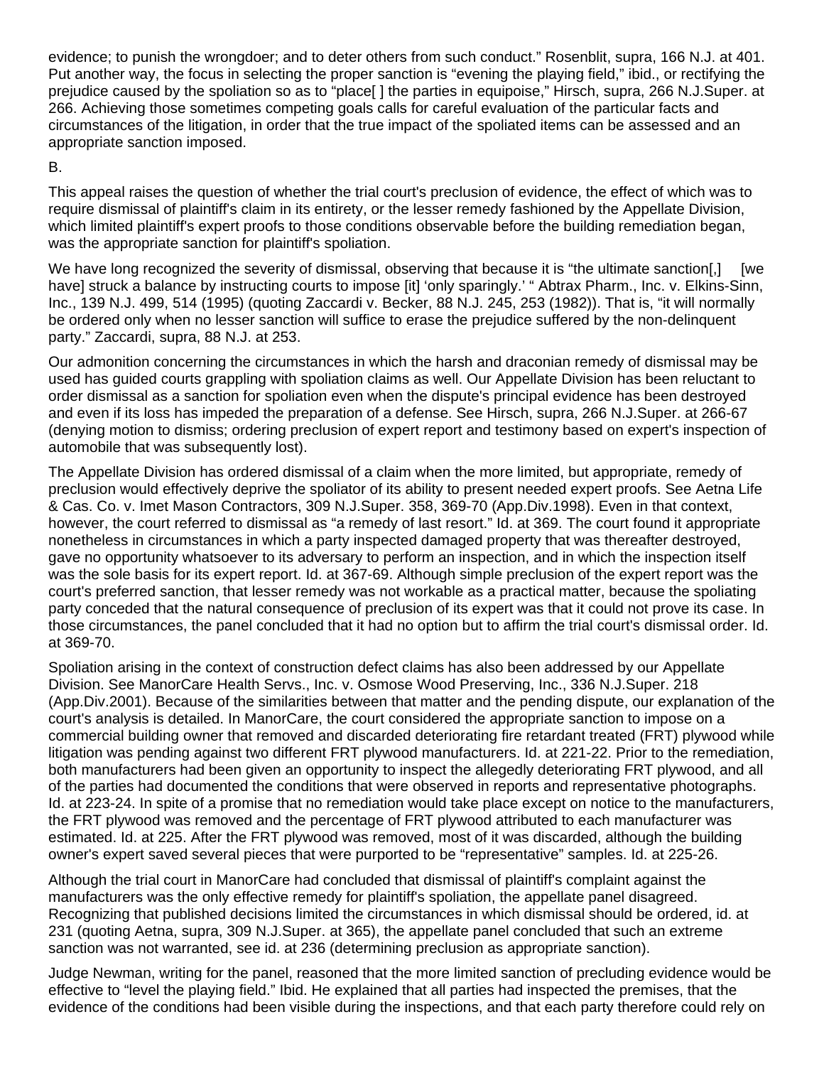evidence; to punish the wrongdoer; and to deter others from such conduct." Rosenblit, supra, 166 N.J. at 401. Put another way, the focus in selecting the proper sanction is "evening the playing field," ibid., or rectifying the prejudice caused by the spoliation so as to "place[ ] the parties in equipoise," Hirsch, supra, 266 N.J.Super. at 266. Achieving those sometimes competing goals calls for careful evaluation of the particular facts and circumstances of the litigation, in order that the true impact of the spoliated items can be assessed and an appropriate sanction imposed.

B.

This appeal raises the question of whether the trial court's preclusion of evidence, the effect of which was to require dismissal of plaintiff's claim in its entirety, or the lesser remedy fashioned by the Appellate Division, which limited plaintiff's expert proofs to those conditions observable before the building remediation began, was the appropriate sanction for plaintiff's spoliation.

We have long recognized the severity of dismissal, observing that because it is "the ultimate sanction[,] [we have] struck a balance by instructing courts to impose [it] 'only sparingly.' " Abtrax Pharm., Inc. v. Elkins-Sinn, Inc., 139 N.J. 499, 514 (1995) (quoting Zaccardi v. Becker, 88 N.J. 245, 253 (1982)). That is, "it will normally be ordered only when no lesser sanction will suffice to erase the prejudice suffered by the non-delinquent party." Zaccardi, supra, 88 N.J. at 253.

Our admonition concerning the circumstances in which the harsh and draconian remedy of dismissal may be used has guided courts grappling with spoliation claims as well. Our Appellate Division has been reluctant to order dismissal as a sanction for spoliation even when the dispute's principal evidence has been destroyed and even if its loss has impeded the preparation of a defense. See Hirsch, supra, 266 N.J.Super. at 266-67 (denying motion to dismiss; ordering preclusion of expert report and testimony based on expert's inspection of automobile that was subsequently lost).

The Appellate Division has ordered dismissal of a claim when the more limited, but appropriate, remedy of preclusion would effectively deprive the spoliator of its ability to present needed expert proofs. See Aetna Life & Cas. Co. v. Imet Mason Contractors, 309 N.J.Super. 358, 369-70 (App.Div.1998). Even in that context, however, the court referred to dismissal as "a remedy of last resort." Id. at 369. The court found it appropriate nonetheless in circumstances in which a party inspected damaged property that was thereafter destroyed, gave no opportunity whatsoever to its adversary to perform an inspection, and in which the inspection itself was the sole basis for its expert report. Id. at 367-69. Although simple preclusion of the expert report was the court's preferred sanction, that lesser remedy was not workable as a practical matter, because the spoliating party conceded that the natural consequence of preclusion of its expert was that it could not prove its case. In those circumstances, the panel concluded that it had no option but to affirm the trial court's dismissal order. Id. at 369-70.

Spoliation arising in the context of construction defect claims has also been addressed by our Appellate Division. See ManorCare Health Servs., Inc. v. Osmose Wood Preserving, Inc., 336 N.J.Super. 218 (App.Div.2001). Because of the similarities between that matter and the pending dispute, our explanation of the court's analysis is detailed. In ManorCare, the court considered the appropriate sanction to impose on a commercial building owner that removed and discarded deteriorating fire retardant treated (FRT) plywood while litigation was pending against two different FRT plywood manufacturers. Id. at 221-22. Prior to the remediation, both manufacturers had been given an opportunity to inspect the allegedly deteriorating FRT plywood, and all of the parties had documented the conditions that were observed in reports and representative photographs. Id. at 223-24. In spite of a promise that no remediation would take place except on notice to the manufacturers, the FRT plywood was removed and the percentage of FRT plywood attributed to each manufacturer was estimated. Id. at 225. After the FRT plywood was removed, most of it was discarded, although the building owner's expert saved several pieces that were purported to be "representative" samples. Id. at 225-26.

Although the trial court in ManorCare had concluded that dismissal of plaintiff's complaint against the manufacturers was the only effective remedy for plaintiff's spoliation, the appellate panel disagreed. Recognizing that published decisions limited the circumstances in which dismissal should be ordered, id. at 231 (quoting Aetna, supra, 309 N.J.Super. at 365), the appellate panel concluded that such an extreme sanction was not warranted, see id. at 236 (determining preclusion as appropriate sanction).

Judge Newman, writing for the panel, reasoned that the more limited sanction of precluding evidence would be effective to "level the playing field." Ibid. He explained that all parties had inspected the premises, that the evidence of the conditions had been visible during the inspections, and that each party therefore could rely on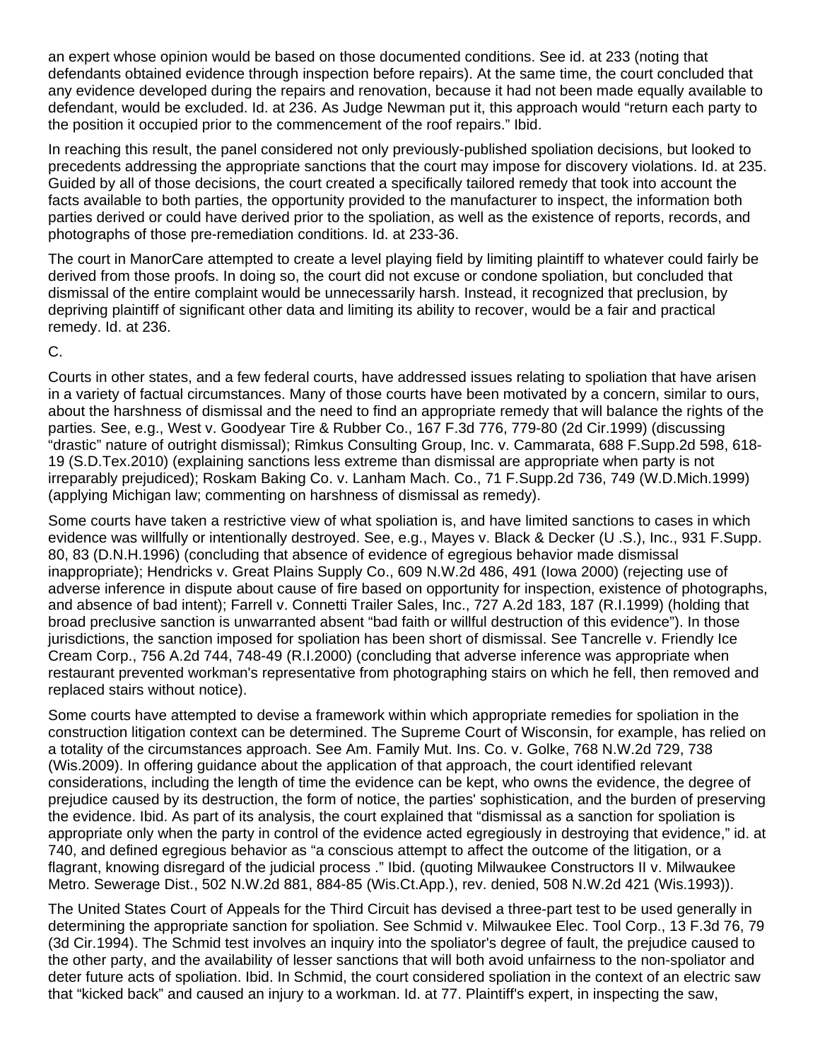an expert whose opinion would be based on those documented conditions. See id. at 233 (noting that defendants obtained evidence through inspection before repairs). At the same time, the court concluded that any evidence developed during the repairs and renovation, because it had not been made equally available to defendant, would be excluded. Id. at 236. As Judge Newman put it, this approach would “return each party to the position it occupied prior to the commencement of the roof repairs.” Ibid.

In reaching this result, the panel considered not only previously-published spoliation decisions, but looked to precedents addressing the appropriate sanctions that the court may impose for discovery violations. Id. at 235. Guided by all of those decisions, the court created a specifically tailored remedy that took into account the facts available to both parties, the opportunity provided to the manufacturer to inspect, the information both parties derived or could have derived prior to the spoliation, as well as the existence of reports, records, and photographs of those pre-remediation conditions. Id. at 233-36.

The court in ManorCare attempted to create a level playing field by limiting plaintiff to whatever could fairly be derived from those proofs. In doing so, the court did not excuse or condone spoliation, but concluded that dismissal of the entire complaint would be unnecessarily harsh. Instead, it recognized that preclusion, by depriving plaintiff of significant other data and limiting its ability to recover, would be a fair and practical remedy. Id. at 236.

C.

Courts in other states, and a few federal courts, have addressed issues relating to spoliation that have arisen in a variety of factual circumstances. Many of those courts have been motivated by a concern, similar to ours, about the harshness of dismissal and the need to find an appropriate remedy that will balance the rights of the parties. See, e.g., West v. Goodyear Tire & Rubber Co., 167 F.3d 776, 779-80 (2d Cir.1999) (discussing “drastic” nature of outright dismissal); Rimkus Consulting Group, Inc. v. Cammarata, 688 F.Supp.2d 598, 618-19 (S.D.Tex.2010) (explaining sanctions less extreme than dismissal are appropriate when party is not irreparably prejudiced); Roskam Baking Co. v. Lanham Mach. Co., 71 F.Supp.2d 736, 749 (W.D.Mich.1999) (applying Michigan law; commenting on harshness of dismissal as remedy).

Some courts have taken a restrictive view of what spoliation is, and have limited sanctions to cases in which evidence was willfully or intentionally destroyed. See, e.g., Mayes v. Black & Decker (U .S.), Inc., 931 F.Supp. 80, 83 (D.N.H.1996) (concluding that absence of evidence of egregious behavior made dismissal inappropriate); Hendricks v. Great Plains Supply Co., 609 N.W.2d 486, 491 (Iowa 2000) (rejecting use of adverse inference in dispute about cause of fire based on opportunity for inspection, existence of photographs, and absence of bad intent); Farrell v. Connetti Trailer Sales, Inc., 727 A.2d 183, 187 (R.I.1999) (holding that broad preclusive sanction is unwarranted absent “bad faith or willful destruction of this evidence”). In those jurisdictions, the sanction imposed for spoliation has been short of dismissal. See Tancrelle v. Friendly Ice Cream Corp., 756 A.2d 744, 748-49 (R.I.2000) (concluding that adverse inference was appropriate when restaurant prevented workman's representative from photographing stairs on which he fell, then removed and replaced stairs without notice).

Some courts have attempted to devise a framework within which appropriate remedies for spoliation in the construction litigation context can be determined. The Supreme Court of Wisconsin, for example, has relied on a totality of the circumstances approach. See Am. Family Mut. Ins. Co. v. Golke, 768 N.W.2d 729, 738 (Wis.2009). In offering guidance about the application of that approach, the court identified relevant considerations, including the length of time the evidence can be kept, who owns the evidence, the degree of prejudice caused by its destruction, the form of notice, the parties' sophistication, and the burden of preserving the evidence. Ibid. As part of its analysis, the court explained that “dismissal as a sanction for spoliation is appropriate only when the party in control of the evidence acted egregiously in destroying that evidence,” id. at 740, and defined egregious behavior as “a conscious attempt to affect the outcome of the litigation, or a flagrant, knowing disregard of the judicial process .” Ibid. (quoting Milwaukee Constructors II v. Milwaukee Metro. Sewerage Dist., 502 N.W.2d 881, 884-85 (Wis.Ct.App.), rev. denied, 508 N.W.2d 421 (Wis.1993)).

The United States Court of Appeals for the Third Circuit has devised a three-part test to be used generally in determining the appropriate sanction for spoliation. See Schmid v. Milwaukee Elec. Tool Corp., 13 F.3d 76, 79 (3d Cir.1994). The Schmid test involves an inquiry into the spoliator's degree of fault, the prejudice caused to the other party, and the availability of lesser sanctions that will both avoid unfairness to the non-spoliator and deter future acts of spoliation. Ibid. In Schmid, the court considered spoliation in the context of an electric saw that “kicked back” and caused an injury to a workman. Id. at 77. Plaintiff's expert, in inspecting the saw,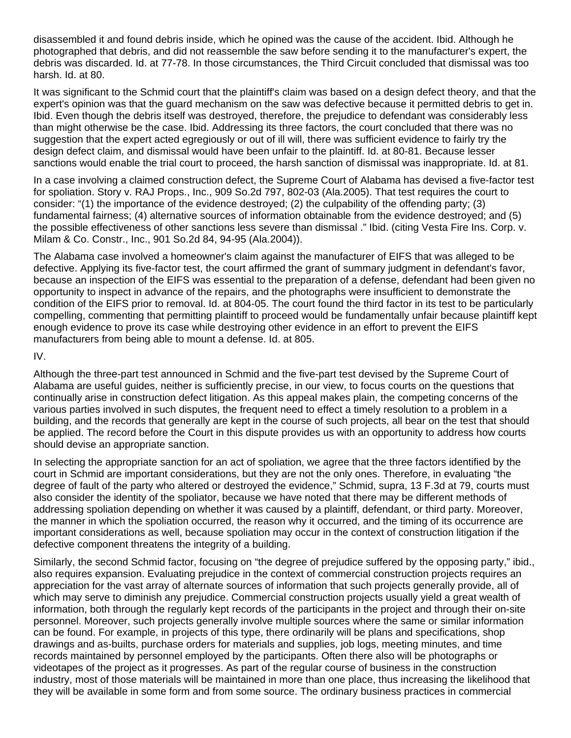disassembled it and found debris inside, which he opined was the cause of the accident. Ibid. Although he photographed that debris, and did not reassemble the saw before sending it to the manufacturer's expert, the debris was discarded. Id. at 77-78. In those circumstances, the Third Circuit concluded that dismissal was too harsh. Id. at 80.

It was significant to the Schmid court that the plaintiff's claim was based on a design defect theory, and that the expert's opinion was that the guard mechanism on the saw was defective because it permitted debris to get in. Ibid. Even though the debris itself was destroyed, therefore, the prejudice to defendant was considerably less than might otherwise be the case. Ibid. Addressing its three factors, the court concluded that there was no suggestion that the expert acted egregiously or out of ill will, there was sufficient evidence to fairly try the design defect claim, and dismissal would have been unfair to the plaintiff. Id. at 80-81. Because lesser sanctions would enable the trial court to proceed, the harsh sanction of dismissal was inappropriate. Id. at 81.

In a case involving a claimed construction defect, the Supreme Court of Alabama has devised a five-factor test for spoliation. Story v. RAJ Props., Inc., 909 So.2d 797, 802-03 (Ala.2005). That test requires the court to consider: "(1) the importance of the evidence destroyed; (2) the culpability of the offending party; (3) fundamental fairness; (4) alternative sources of information obtainable from the evidence destroyed; and (5) the possible effectiveness of other sanctions less severe than dismissal ." Ibid. (citing Vesta Fire Ins. Corp. v. Milam & Co. Constr., Inc., 901 So.2d 84, 94-95 (Ala.2004)).

The Alabama case involved a homeowner's claim against the manufacturer of EIFS that was alleged to be defective. Applying its five-factor test, the court affirmed the grant of summary judgment in defendant's favor, because an inspection of the EIFS was essential to the preparation of a defense, defendant had been given no opportunity to inspect in advance of the repairs, and the photographs were insufficient to demonstrate the condition of the EIFS prior to removal. Id. at 804-05. The court found the third factor in its test to be particularly compelling, commenting that permitting plaintiff to proceed would be fundamentally unfair because plaintiff kept enough evidence to prove its case while destroying other evidence in an effort to prevent the EIFS manufacturers from being able to mount a defense. Id. at 805.

IV.

Although the three-part test announced in Schmid and the five-part test devised by the Supreme Court of Alabama are useful guides, neither is sufficiently precise, in our view, to focus courts on the questions that continually arise in construction defect litigation. As this appeal makes plain, the competing concerns of the various parties involved in such disputes, the frequent need to effect a timely resolution to a problem in a building, and the records that generally are kept in the course of such projects, all bear on the test that should be applied. The record before the Court in this dispute provides us with an opportunity to address how courts should devise an appropriate sanction.

In selecting the appropriate sanction for an act of spoliation, we agree that the three factors identified by the court in Schmid are important considerations, but they are not the only ones. Therefore, in evaluating "the degree of fault of the party who altered or destroyed the evidence," Schmid, supra, 13 F.3d at 79, courts must also consider the identity of the spoliator, because we have noted that there may be different methods of addressing spoliation depending on whether it was caused by a plaintiff, defendant, or third party. Moreover, the manner in which the spoliation occurred, the reason why it occurred, and the timing of its occurrence are important considerations as well, because spoliation may occur in the context of construction litigation if the defective component threatens the integrity of a building.

Similarly, the second Schmid factor, focusing on "the degree of prejudice suffered by the opposing party," ibid., also requires expansion. Evaluating prejudice in the context of commercial construction projects requires an appreciation for the vast array of alternate sources of information that such projects generally provide, all of which may serve to diminish any prejudice. Commercial construction projects usually yield a great wealth of information, both through the regularly kept records of the participants in the project and through their on-site personnel. Moreover, such projects generally involve multiple sources where the same or similar information can be found. For example, in projects of this type, there ordinarily will be plans and specifications, shop drawings and as-builts, purchase orders for materials and supplies, job logs, meeting minutes, and time records maintained by personnel employed by the participants. Often there also will be photographs or videotapes of the project as it progresses. As part of the regular course of business in the construction industry, most of those materials will be maintained in more than one place, thus increasing the likelihood that they will be available in some form and from some source. The ordinary business practices in commercial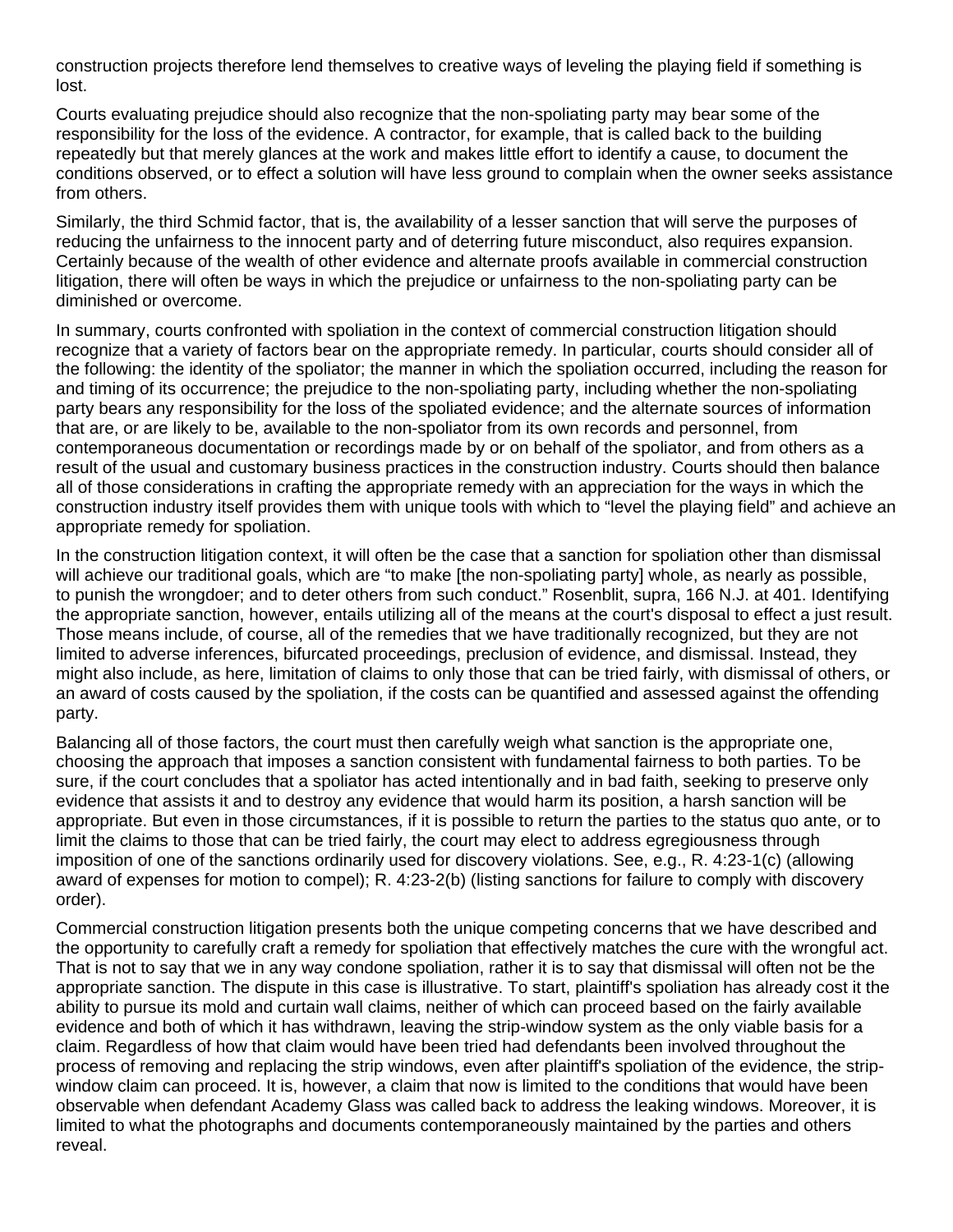construction projects therefore lend themselves to creative ways of leveling the playing field if something is lost.

Courts evaluating prejudice should also recognize that the non-spoliating party may bear some of the responsibility for the loss of the evidence. A contractor, for example, that is called back to the building repeatedly but that merely glances at the work and makes little effort to identify a cause, to document the conditions observed, or to effect a solution will have less ground to complain when the owner seeks assistance from others.

Similarly, the third Schmid factor, that is, the availability of a lesser sanction that will serve the purposes of reducing the unfairness to the innocent party and of deterring future misconduct, also requires expansion. Certainly because of the wealth of other evidence and alternate proofs available in commercial construction litigation, there will often be ways in which the prejudice or unfairness to the non-spoliating party can be diminished or overcome.

In summary, courts confronted with spoliation in the context of commercial construction litigation should recognize that a variety of factors bear on the appropriate remedy. In particular, courts should consider all of the following: the identity of the spoliator; the manner in which the spoliation occurred, including the reason for and timing of its occurrence; the prejudice to the non-spoliating party, including whether the non-spoliating party bears any responsibility for the loss of the spoliated evidence; and the alternate sources of information that are, or are likely to be, available to the non-spoliator from its own records and personnel, from contemporaneous documentation or recordings made by or on behalf of the spoliator, and from others as a result of the usual and customary business practices in the construction industry. Courts should then balance all of those considerations in crafting the appropriate remedy with an appreciation for the ways in which the construction industry itself provides them with unique tools with which to "level the playing field" and achieve an appropriate remedy for spoliation.

In the construction litigation context, it will often be the case that a sanction for spoliation other than dismissal will achieve our traditional goals, which are "to make [the non-spoliating party] whole, as nearly as possible, to punish the wrongdoer; and to deter others from such conduct." Rosenblit, supra, 166 N.J. at 401. Identifying the appropriate sanction, however, entails utilizing all of the means at the court's disposal to effect a just result. Those means include, of course, all of the remedies that we have traditionally recognized, but they are not limited to adverse inferences, bifurcated proceedings, preclusion of evidence, and dismissal. Instead, they might also include, as here, limitation of claims to only those that can be tried fairly, with dismissal of others, or an award of costs caused by the spoliation, if the costs can be quantified and assessed against the offending party.

Balancing all of those factors, the court must then carefully weigh what sanction is the appropriate one, choosing the approach that imposes a sanction consistent with fundamental fairness to both parties. To be sure, if the court concludes that a spoliator has acted intentionally and in bad faith, seeking to preserve only evidence that assists it and to destroy any evidence that would harm its position, a harsh sanction will be appropriate. But even in those circumstances, if it is possible to return the parties to the status quo ante, or to limit the claims to those that can be tried fairly, the court may elect to address egregiousness through imposition of one of the sanctions ordinarily used for discovery violations. See, e.g., R. 4:23-1(c) (allowing award of expenses for motion to compel); R. 4:23-2(b) (listing sanctions for failure to comply with discovery order).

Commercial construction litigation presents both the unique competing concerns that we have described and the opportunity to carefully craft a remedy for spoliation that effectively matches the cure with the wrongful act. That is not to say that we in any way condone spoliation, rather it is to say that dismissal will often not be the appropriate sanction. The dispute in this case is illustrative. To start, plaintiff's spoliation has already cost it the ability to pursue its mold and curtain wall claims, neither of which can proceed based on the fairly available evidence and both of which it has withdrawn, leaving the strip-window system as the only viable basis for a claim. Regardless of how that claim would have been tried had defendants been involved throughout the process of removing and replacing the strip windows, even after plaintiff's spoliation of the evidence, the strip-window claim can proceed. It is, however, a claim that now is limited to the conditions that would have been observable when defendant Academy Glass was called back to address the leaking windows. Moreover, it is limited to what the photographs and documents contemporaneously maintained by the parties and others reveal.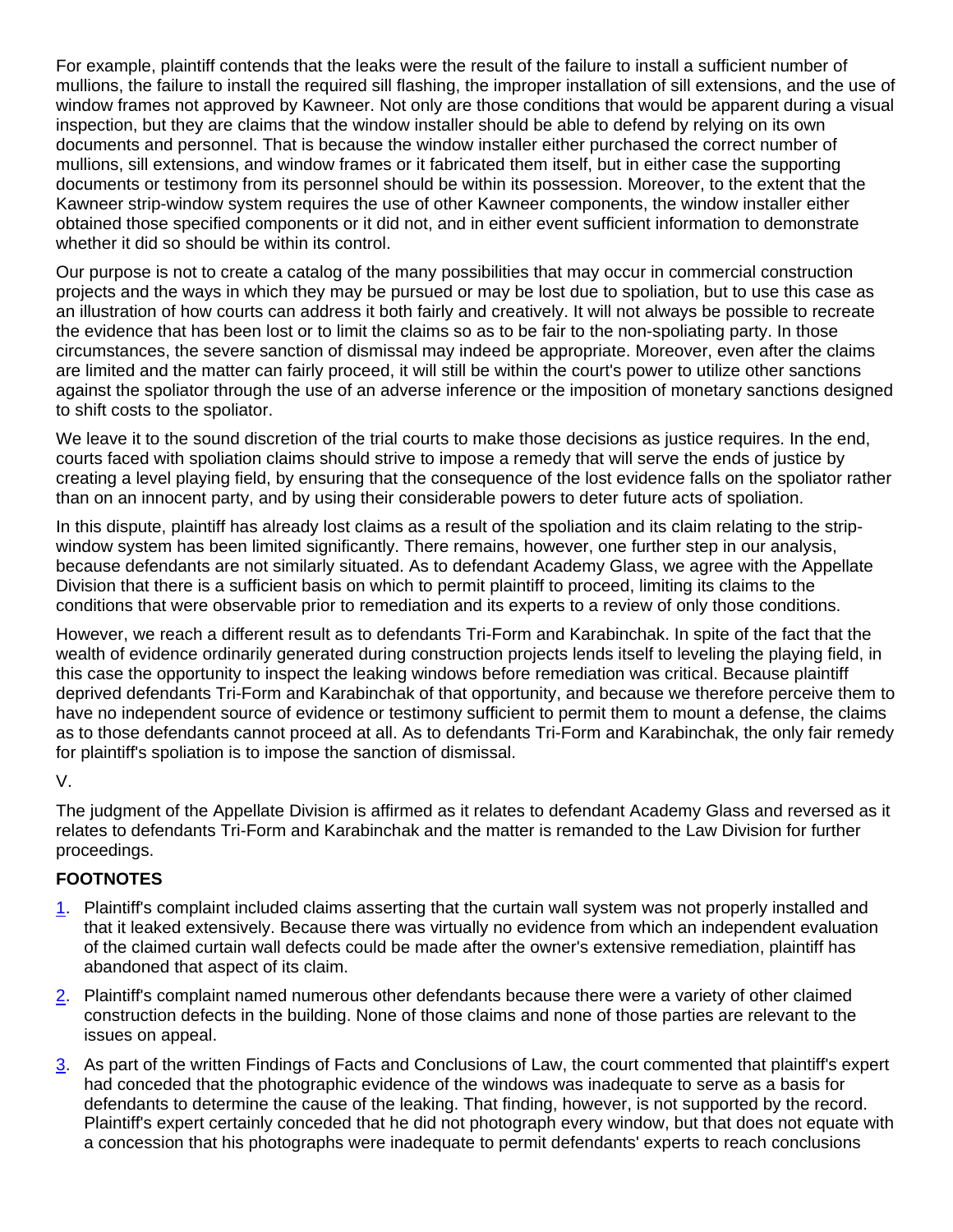For example, plaintiff contends that the leaks were the result of the failure to install a sufficient number of mullions, the failure to install the required sill flashing, the improper installation of sill extensions, and the use of window frames not approved by Kawneer. Not only are those conditions that would be apparent during a visual inspection, but they are claims that the window installer should be able to defend by relying on its own documents and personnel. That is because the window installer either purchased the correct number of mullions, sill extensions, and window frames or it fabricated them itself, but in either case the supporting documents or testimony from its personnel should be within its possession. Moreover, to the extent that the Kawneer strip-window system requires the use of other Kawneer components, the window installer either obtained those specified components or it did not, and in either event sufficient information to demonstrate whether it did so should be within its control.

Our purpose is not to create a catalog of the many possibilities that may occur in commercial construction projects and the ways in which they may be pursued or may be lost due to spoliation, but to use this case as an illustration of how courts can address it both fairly and creatively. It will not always be possible to recreate the evidence that has been lost or to limit the claims so as to be fair to the non-spoliating party. In those circumstances, the severe sanction of dismissal may indeed be appropriate. Moreover, even after the claims are limited and the matter can fairly proceed, it will still be within the court's power to utilize other sanctions against the spoliator through the use of an adverse inference or the imposition of monetary sanctions designed to shift costs to the spoliator.

We leave it to the sound discretion of the trial courts to make those decisions as justice requires. In the end, courts faced with spoliation claims should strive to impose a remedy that will serve the ends of justice by creating a level playing field, by ensuring that the consequence of the lost evidence falls on the spoliator rather than on an innocent party, and by using their considerable powers to deter future acts of spoliation.

In this dispute, plaintiff has already lost claims as a result of the spoliation and its claim relating to the strip-window system has been limited significantly. There remains, however, one further step in our analysis, because defendants are not similarly situated. As to defendant Academy Glass, we agree with the Appellate Division that there is a sufficient basis on which to permit plaintiff to proceed, limiting its claims to the conditions that were observable prior to remediation and its experts to a review of only those conditions.

However, we reach a different result as to defendants Tri-Form and Karabinchak. In spite of the fact that the wealth of evidence ordinarily generated during construction projects lends itself to leveling the playing field, in this case the opportunity to inspect the leaking windows before remediation was critical. Because plaintiff deprived defendants Tri-Form and Karabinchak of that opportunity, and because we therefore perceive them to have no independent source of evidence or testimony sufficient to permit them to mount a defense, the claims as to those defendants cannot proceed at all. As to defendants Tri-Form and Karabinchak, the only fair remedy for plaintiff's spoliation is to impose the sanction of dismissal.

V.

The judgment of the Appellate Division is affirmed as it relates to defendant Academy Glass and reversed as it relates to defendants Tri-Form and Karabinchak and the matter is remanded to the Law Division for further proceedings.

**FOOTNOTES**

1. Plaintiff's complaint included claims asserting that the curtain wall system was not properly installed and that it leaked extensively. Because there was virtually no evidence from which an independent evaluation of the claimed curtain wall defects could be made after the owner's extensive remediation, plaintiff has abandoned that aspect of its claim.
2. Plaintiff's complaint named numerous other defendants because there were a variety of other claimed construction defects in the building. None of those claims and none of those parties are relevant to the issues on appeal.
3. As part of the written Findings of Facts and Conclusions of Law, the court commented that plaintiff's expert had conceded that the photographic evidence of the windows was inadequate to serve as a basis for defendants to determine the cause of the leaking. That finding, however, is not supported by the record. Plaintiff's expert certainly conceded that he did not photograph every window, but that does not equate with a concession that his photographs were inadequate to permit defendants' experts to reach conclusions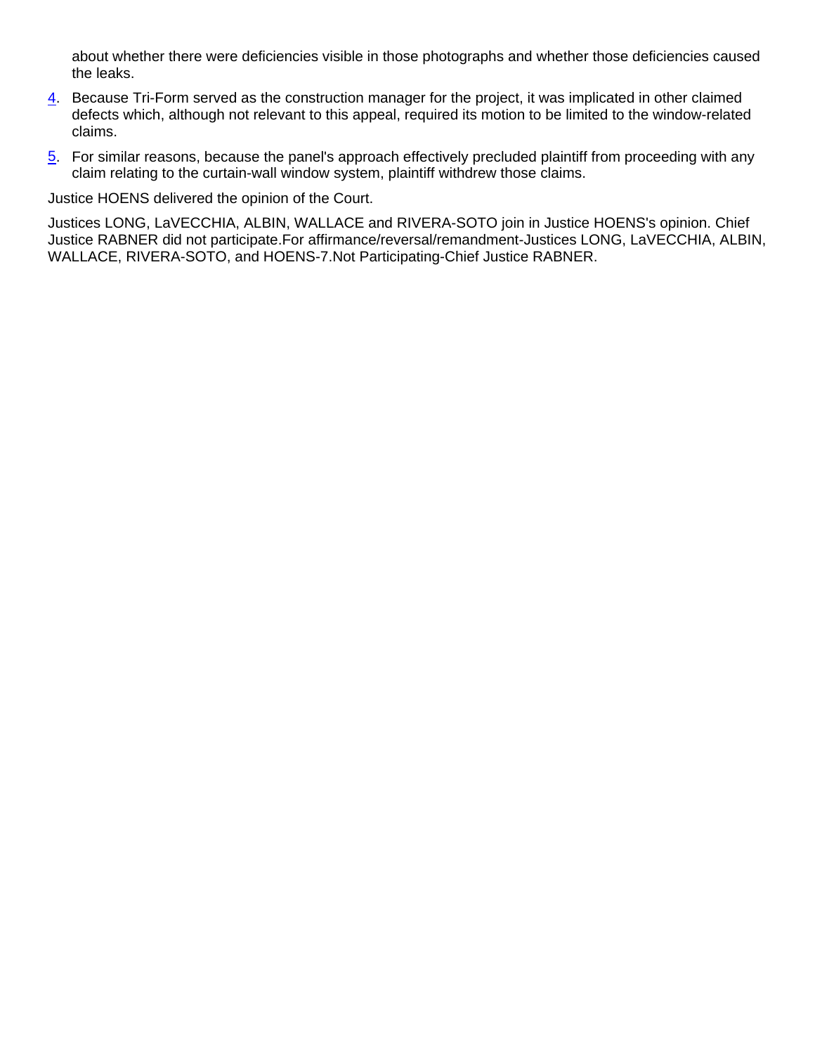about whether there were deficiencies visible in those photographs and whether those deficiencies caused the leaks.

4. Because Tri-Form served as the construction manager for the project, it was implicated in other claimed defects which, although not relevant to this appeal, required its motion to be limited to the window-related claims.

5. For similar reasons, because the panel's approach effectively precluded plaintiff from proceeding with any claim relating to the curtain-wall window system, plaintiff withdrew those claims.

Justice HOENS delivered the opinion of the Court.

Justices LONG, LaVECCHIA, ALBIN, WALLACE and RIVERA-SOTO join in Justice HOENS's opinion. Chief Justice RABNER did not participate.For affirmance/reversal/remandment-Justices LONG, LaVECCHIA, ALBIN, WALLACE, RIVERA-SOTO, and HOENS-7.Not Participating-Chief Justice RABNER.